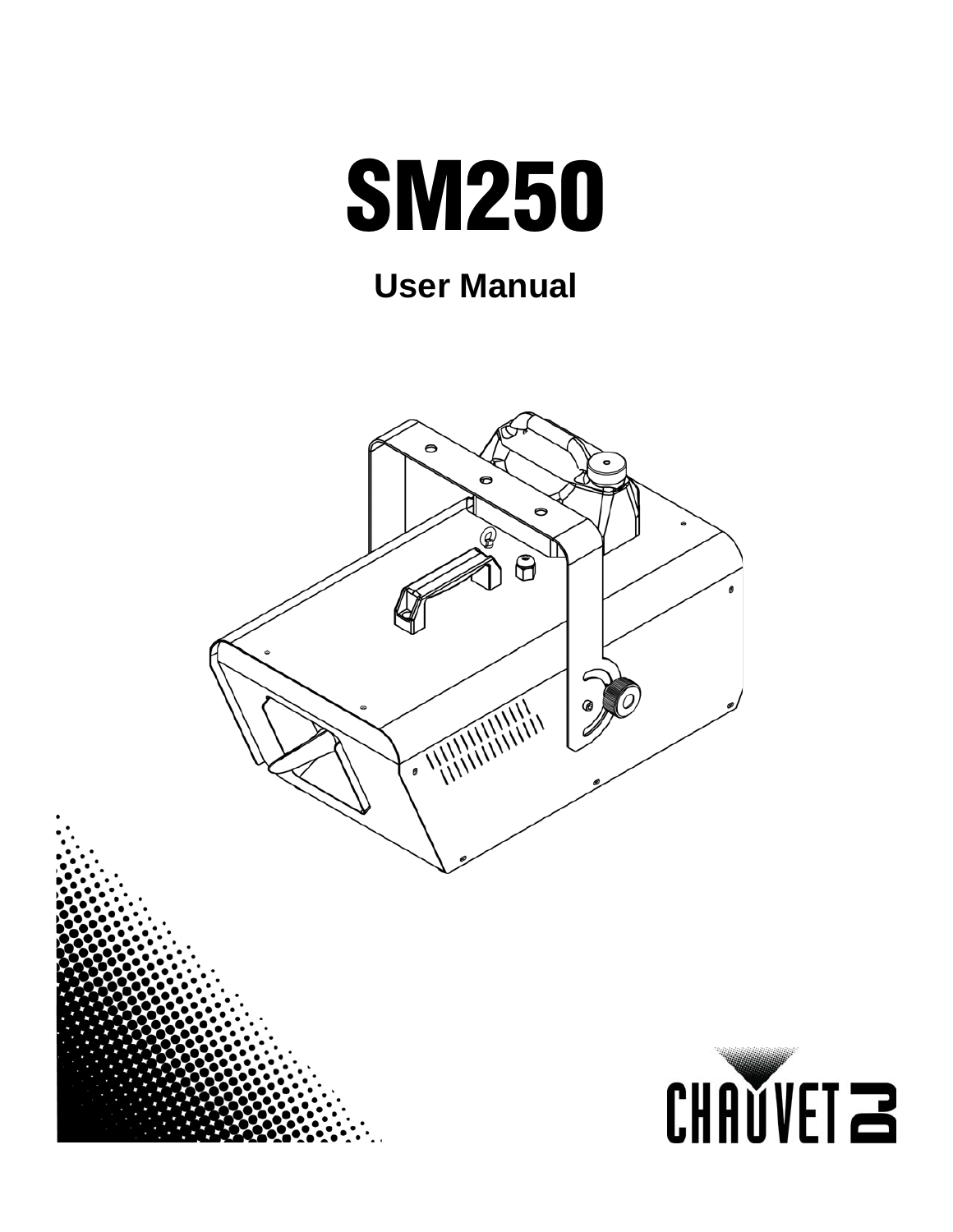# SM250

## User Manual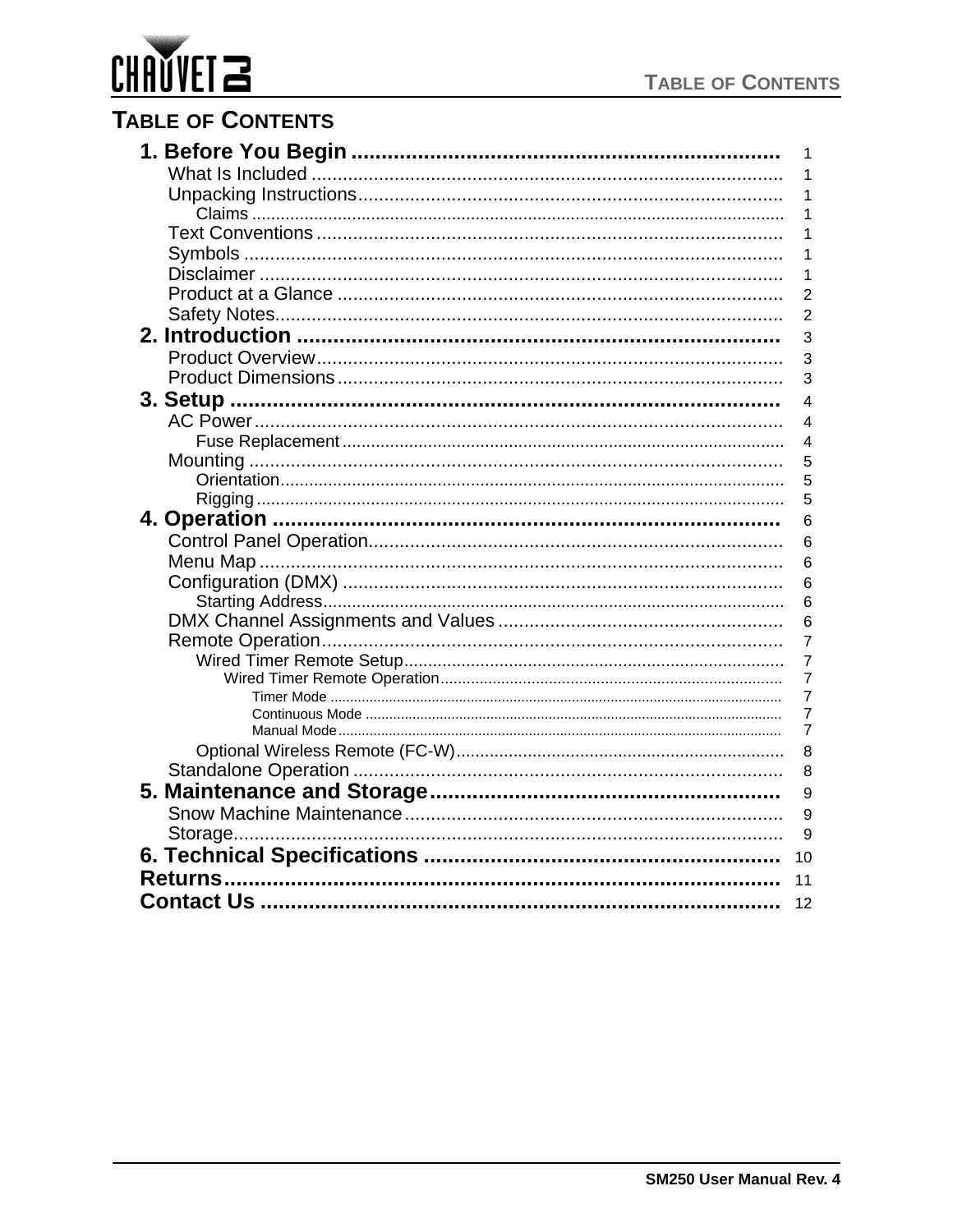# TABLE OF CONTENTS

- **1. Before You Begin** ... 1
  - What Is Included ... 1
  - Unpacking Instructions ... 1
    - Claims ... 1
  - Text Conventions ... 1
  - Symbols ... 1
  - Disclaimer ... 1
  - Product at a Glance ... 2
  - Safety Notes ... 2
- **2. Introduction** ... 3
  - Product Overview ... 3
  - Product Dimensions ... 3
- **3. Setup** ... 4
  - AC Power ... 4
    - Fuse Replacement ... 4
  - Mounting ... 5
    - Orientation ... 5
    - Rigging ... 5
- **4. Operation** ... 6
  - Control Panel Operation ... 6
  - Menu Map ... 6
  - Configuration (DMX) ... 6
    - Starting Address ... 6
  - DMX Channel Assignments and Values ... 6
  - Remote Operation ... 7
    - Wired Timer Remote Setup ... 7
      - Wired Timer Remote Operation ... 7
        - Timer Mode ... 7
        - Continuous Mode ... 7
        - Manual Mode ... 7
    - Optional Wireless Remote (FC-W) ... 8
  - Standalone Operation ... 8
- **5. Maintenance and Storage** ... 9
  - Snow Machine Maintenance ... 9
  - Storage ... 9
- **6. Technical Specifications** ... 10
- **Returns** ... 11
- **Contact Us** ... 12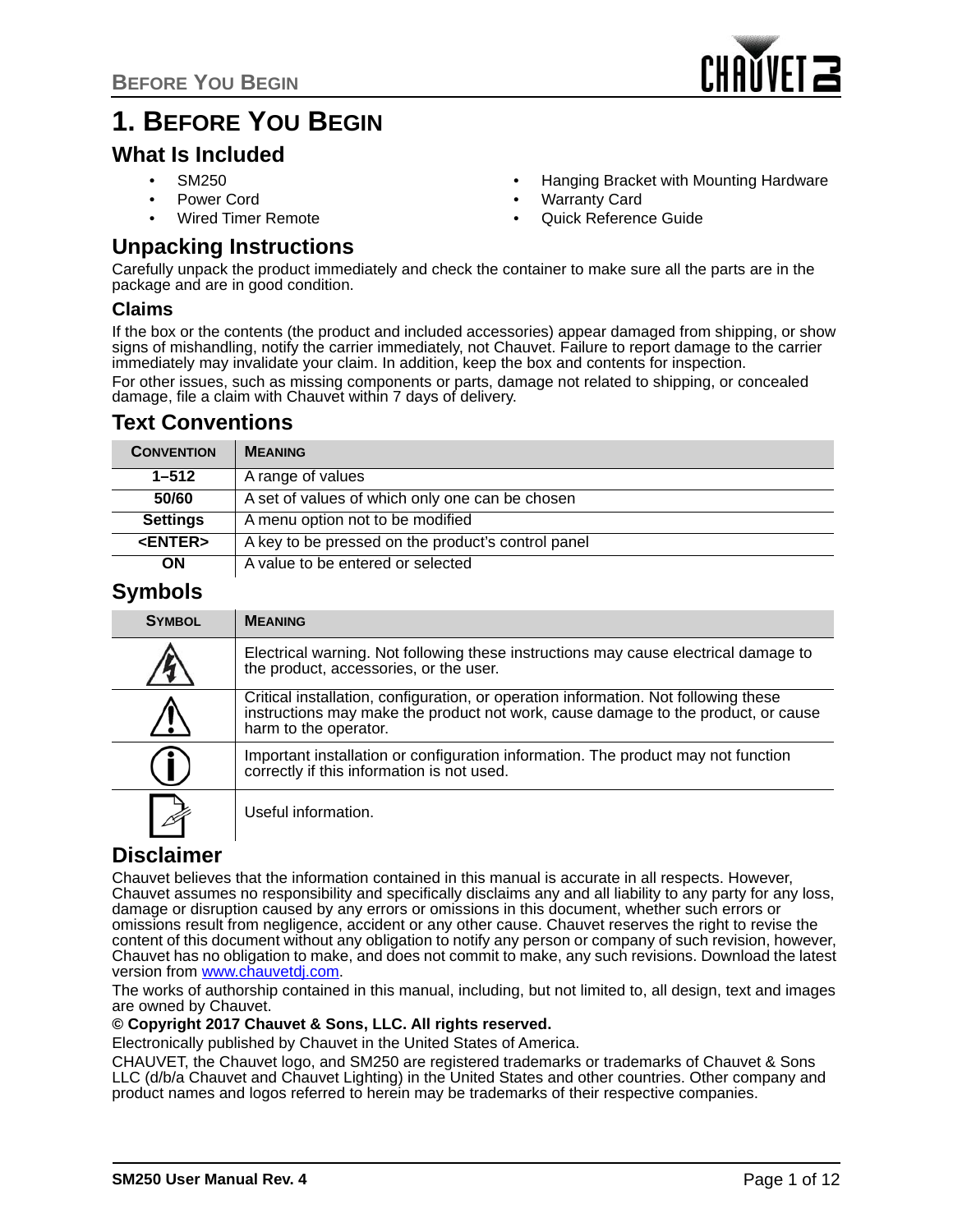# 1. Before You Begin

## What Is Included

- SM250
- Power Cord
- Wired Timer Remote
- Hanging Bracket with Mounting Hardware
- Warranty Card
- Quick Reference Guide

## Unpacking Instructions

Carefully unpack the product immediately and check the container to make sure all the parts are in the package and are in good condition.

### Claims

If the box or the contents (the product and included accessories) appear damaged from shipping, or show signs of mishandling, notify the carrier immediately, not Chauvet. Failure to report damage to the carrier immediately may invalidate your claim. In addition, keep the box and contents for inspection.

For other issues, such as missing components or parts, damage not related to shipping, or concealed damage, file a claim with Chauvet within 7 days of delivery.

## Text Conventions

| Convention | Meaning |
| --- | --- |
| **1–512** | A range of values |
| **50/60** | A set of values of which only one can be chosen |
| **Settings** | A menu option not to be modified |
| **<ENTER>** | A key to be pressed on the product's control panel |
| **ON** | A value to be entered or selected |

## Symbols

| Symbol | Meaning |
| --- | --- |
| (Electrical warning symbol) | Electrical warning. Not following these instructions may cause electrical damage to the product, accessories, or the user. |
| (Caution symbol) | Critical installation, configuration, or operation information. Not following these instructions may make the product not work, cause damage to the product, or cause harm to the operator. |
| (Information symbol) | Important installation or configuration information. The product may not function correctly if this information is not used. |
| (Note symbol) | Useful information. |

## Disclaimer

Chauvet believes that the information contained in this manual is accurate in all respects. However, Chauvet assumes no responsibility and specifically disclaims any and all liability to any party for any loss, damage or disruption caused by any errors or omissions in this document, whether such errors or omissions result from negligence, accident or any other cause. Chauvet reserves the right to revise the content of this document without any obligation to notify any person or company of such revision, however, Chauvet has no obligation to make, and does not commit to make, any such revisions. Download the latest version from [www.chauvetdj.com](http://www.chauvetdj.com).

The works of authorship contained in this manual, including, but not limited to, all design, text and images are owned by Chauvet.

**© Copyright 2017 Chauvet & Sons, LLC. All rights reserved.**

Electronically published by Chauvet in the United States of America.

CHAUVET, the Chauvet logo, and SM250 are registered trademarks or trademarks of Chauvet & Sons LLC (d/b/a Chauvet and Chauvet Lighting) in the United States and other countries. Other company and product names and logos referred to herein may be trademarks of their respective companies.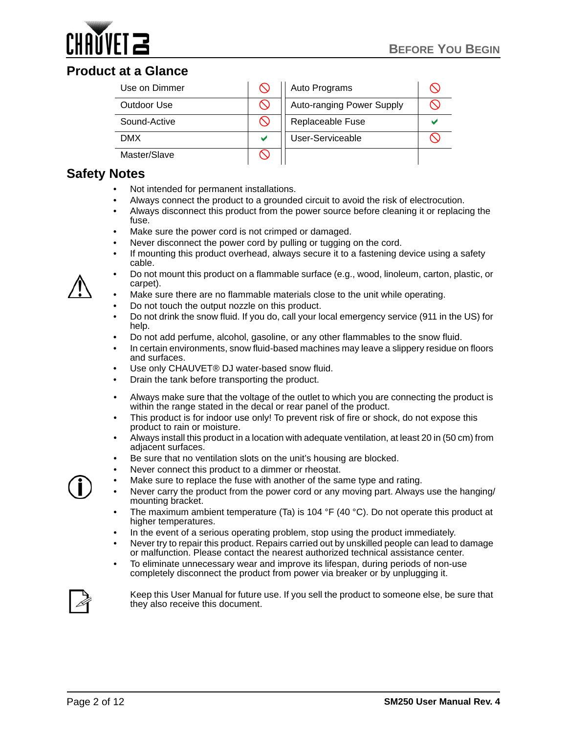## Product at a Glance

| Feature | | Feature | |
|---|---|---|---|
| Use on Dimmer | ⃠ | Auto Programs | ⃠ |
| Outdoor Use | ⃠ | Auto-ranging Power Supply | ⃠ |
| Sound-Active | ⃠ | Replaceable Fuse | ✔ |
| DMX | ✔ | User-Serviceable | ⃠ |
| Master/Slave | ⃠ | | |

## Safety Notes

- Not intended for permanent installations.
- Always connect the product to a grounded circuit to avoid the risk of electrocution.
- Always disconnect this product from the power source before cleaning it or replacing the fuse.
- Make sure the power cord is not crimped or damaged.
- Never disconnect the power cord by pulling or tugging on the cord.
- If mounting this product overhead, always secure it to a fastening device using a safety cable.
- Do not mount this product on a flammable surface (e.g., wood, linoleum, carton, plastic, or carpet).
- Make sure there are no flammable materials close to the unit while operating.
- Do not touch the output nozzle on this product.
- Do not drink the snow fluid. If you do, call your local emergency service (911 in the US) for help.
- Do not add perfume, alcohol, gasoline, or any other flammables to the snow fluid.
- In certain environments, snow fluid-based machines may leave a slippery residue on floors and surfaces.
- Use only CHAUVET® DJ water-based snow fluid.
- Drain the tank before transporting the product.

- Always make sure that the voltage of the outlet to which you are connecting the product is within the range stated in the decal or rear panel of the product.
- This product is for indoor use only! To prevent risk of fire or shock, do not expose this product to rain or moisture.
- Always install this product in a location with adequate ventilation, at least 20 in (50 cm) from adjacent surfaces.
- Be sure that no ventilation slots on the unit's housing are blocked.
- Never connect this product to a dimmer or rheostat.
- Make sure to replace the fuse with another of the same type and rating.
- Never carry the product from the power cord or any moving part. Always use the hanging/ mounting bracket.
- The maximum ambient temperature (Ta) is 104 °F (40 °C). Do not operate this product at higher temperatures.
- In the event of a serious operating problem, stop using the product immediately.
- Never try to repair this product. Repairs carried out by unskilled people can lead to damage or malfunction. Please contact the nearest authorized technical assistance center.
- To eliminate unnecessary wear and improve its lifespan, during periods of non-use completely disconnect the product from power via breaker or by unplugging it.

Keep this User Manual for future use. If you sell the product to someone else, be sure that they also receive this document.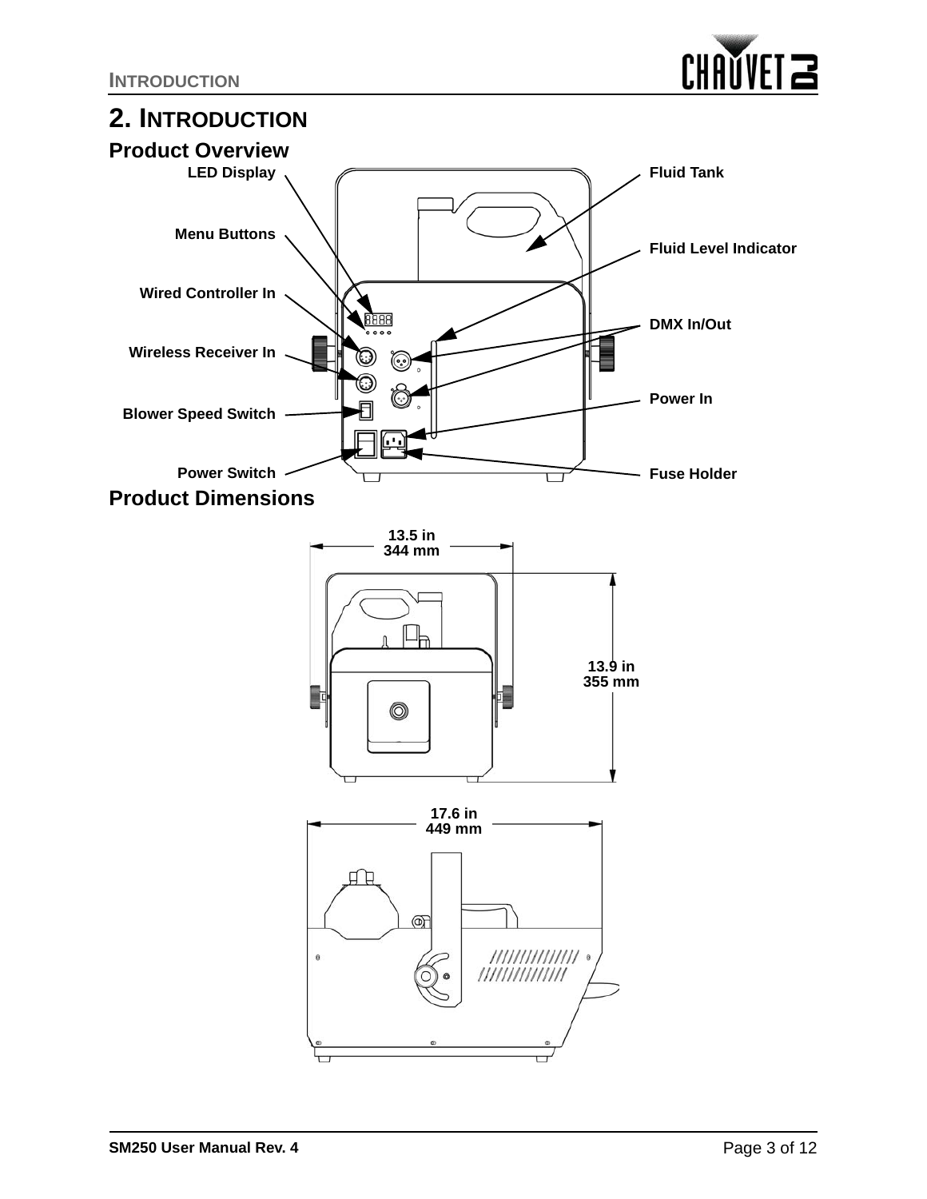# 2. Introduction

## Product Overview

LED Display

Menu Buttons

Wired Controller In

Wireless Receiver In

Blower Speed Switch

Power Switch

Fluid Tank

Fluid Level Indicator

DMX In/Out

Power In

Fuse Holder

## Product Dimensions

13.5 in
344 mm

13.9 in
355 mm

17.6 in
449 mm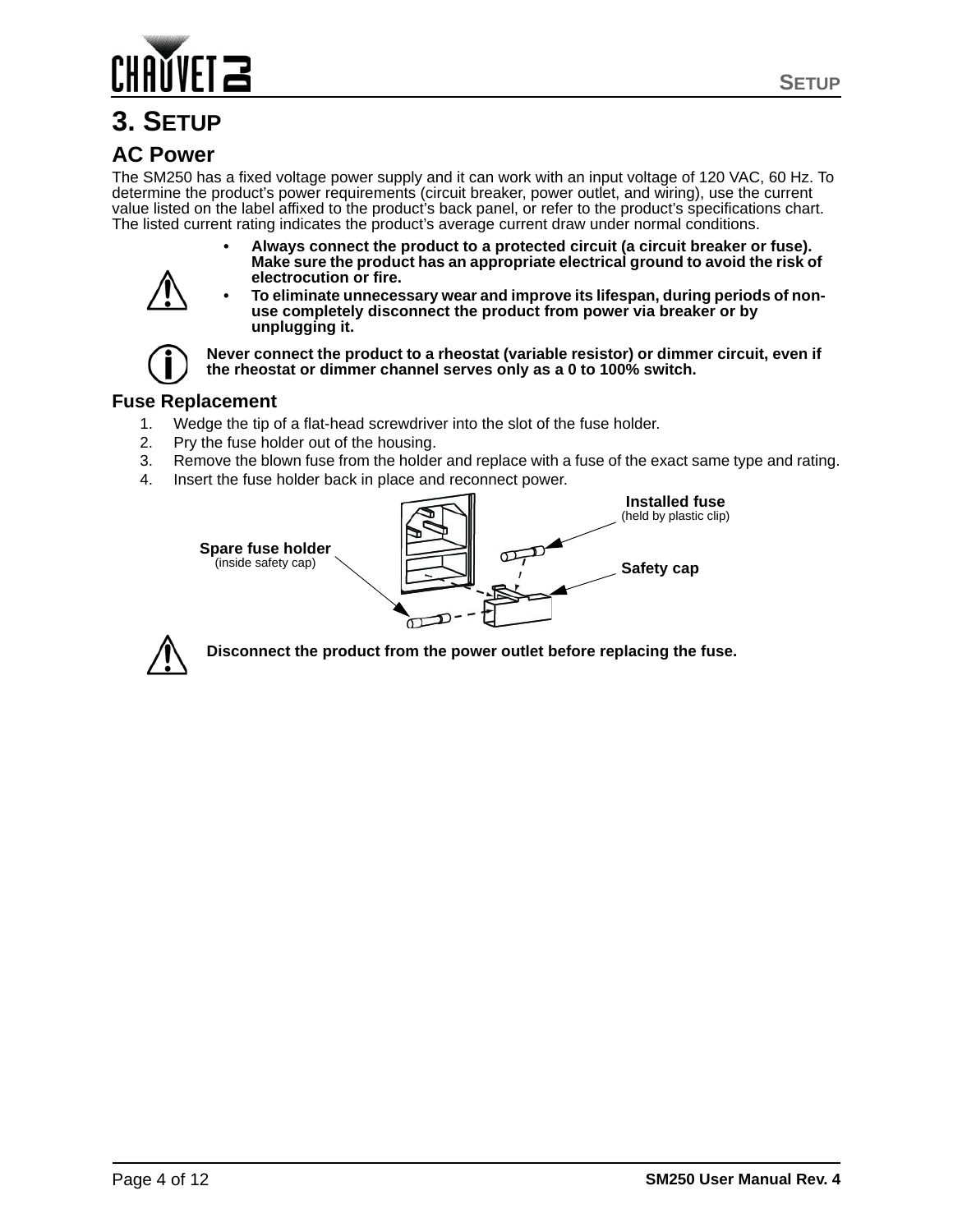# 3. Setup

## AC Power

The SM250 has a fixed voltage power supply and it can work with an input voltage of 120 VAC, 60 Hz. To determine the product's power requirements (circuit breaker, power outlet, and wiring), use the current value listed on the label affixed to the product's back panel, or refer to the product's specifications chart. The listed current rating indicates the product's average current draw under normal conditions.

- **Always connect the product to a protected circuit (a circuit breaker or fuse). Make sure the product has an appropriate electrical ground to avoid the risk of electrocution or fire.**
- **To eliminate unnecessary wear and improve its lifespan, during periods of non-use completely disconnect the product from power via breaker or by unplugging it.**

**Never connect the product to a rheostat (variable resistor) or dimmer circuit, even if the rheostat or dimmer channel serves only as a 0 to 100% switch.**

### Fuse Replacement

1. Wedge the tip of a flat-head screwdriver into the slot of the fuse holder.
2. Pry the fuse holder out of the housing.
3. Remove the blown fuse from the holder and replace with a fuse of the exact same type and rating.
4. Insert the fuse holder back in place and reconnect power.

**Installed fuse** (held by plastic clip)

**Spare fuse holder** (inside safety cap)

**Safety cap**

**Disconnect the product from the power outlet before replacing the fuse.**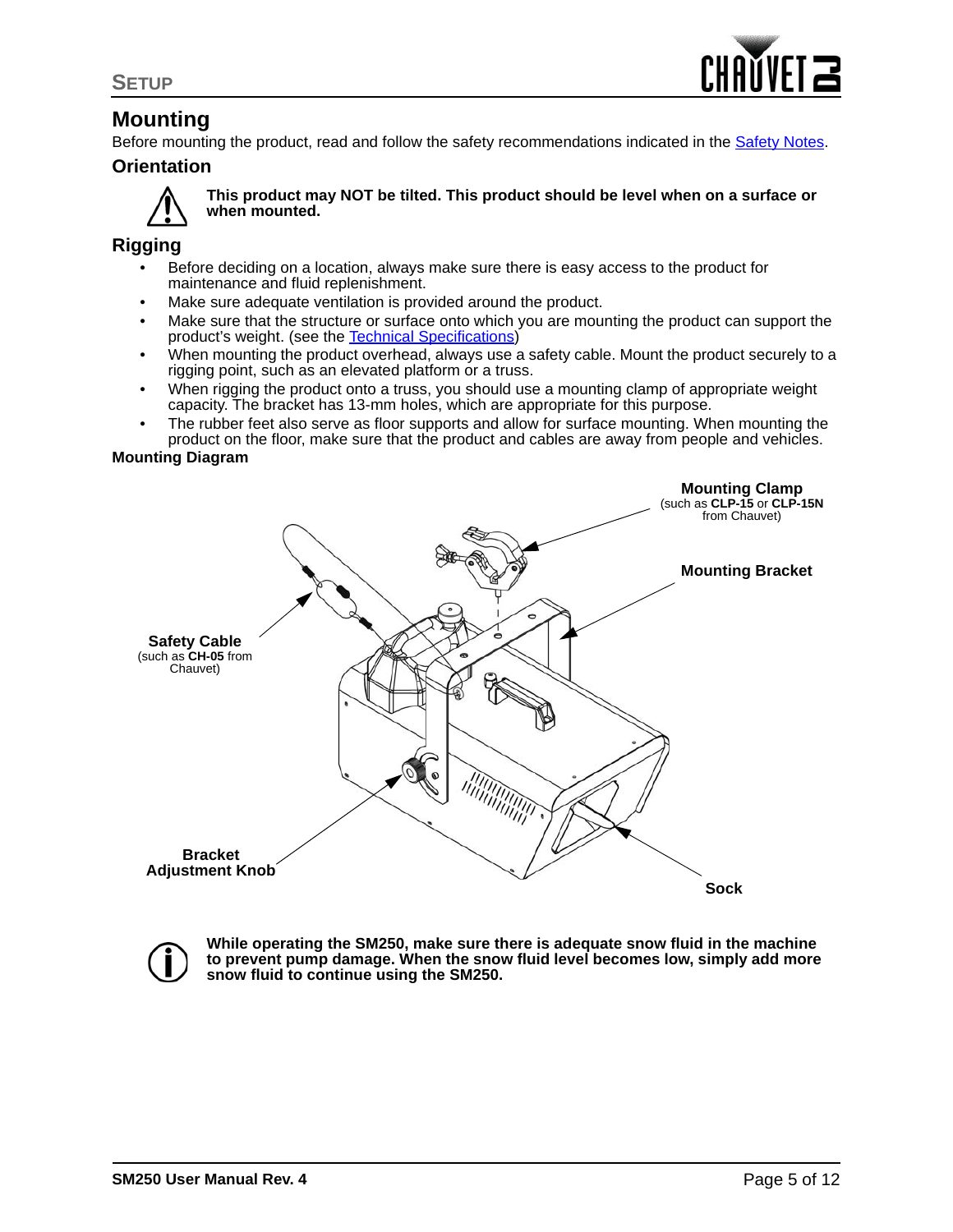## Mounting

Before mounting the product, read and follow the safety recommendations indicated in the Safety Notes.

### Orientation

**This product may NOT be tilted. This product should be level when on a surface or when mounted.**

### Rigging

- Before deciding on a location, always make sure there is easy access to the product for maintenance and fluid replenishment.
- Make sure adequate ventilation is provided around the product.
- Make sure that the structure or surface onto which you are mounting the product can support the product's weight. (see the Technical Specifications)
- When mounting the product overhead, always use a safety cable. Mount the product securely to a rigging point, such as an elevated platform or a truss.
- When rigging the product onto a truss, you should use a mounting clamp of appropriate weight capacity. The bracket has 13-mm holes, which are appropriate for this purpose.
- The rubber feet also serve as floor supports and allow for surface mounting. When mounting the product on the floor, make sure that the product and cables are away from people and vehicles.

**Mounting Diagram**

**Mounting Clamp** (such as **CLP-15** or **CLP-15N** from Chauvet)

**Mounting Bracket**

**Safety Cable** (such as **CH-05** from Chauvet)

**Bracket Adjustment Knob**

**Sock**

**While operating the SM250, make sure there is adequate snow fluid in the machine to prevent pump damage. When the snow fluid level becomes low, simply add more snow fluid to continue using the SM250.**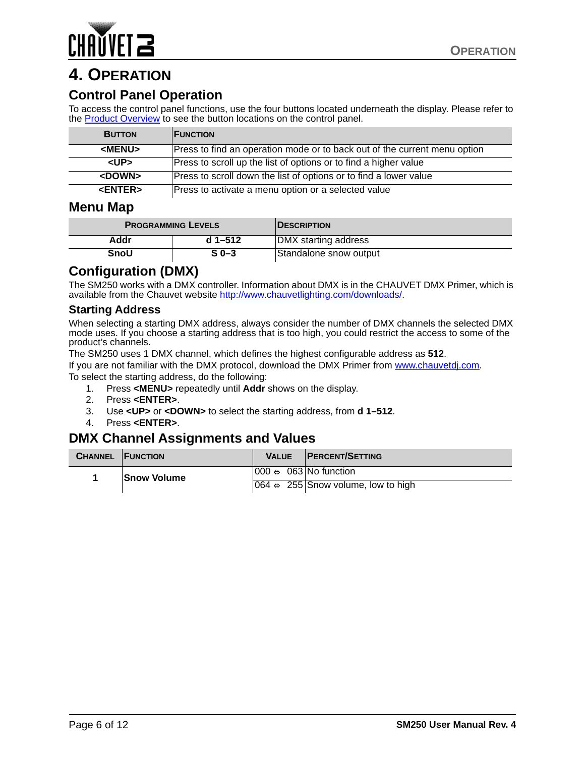# 4. Operation

## Control Panel Operation

To access the control panel functions, use the four buttons located underneath the display. Please refer to the Product Overview to see the button locations on the control panel.

| Button | Function |
|---|---|
| **<MENU>** | Press to find an operation mode or to back out of the current menu option |
| **<UP>** | Press to scroll up the list of options or to find a higher value |
| **<DOWN>** | Press to scroll down the list of options or to find a lower value |
| **<ENTER>** | Press to activate a menu option or a selected value |

## Menu Map

| Programming Levels | | Description |
|---|---|---|
| **Addr** | **d 1–512** | DMX starting address |
| **SnoU** | **S 0–3** | Standalone snow output |

## Configuration (DMX)

The SM250 works with a DMX controller. Information about DMX is in the CHAUVET DMX Primer, which is available from the Chauvet website http://www.chauvetlighting.com/downloads/.

### Starting Address

When selecting a starting DMX address, always consider the number of DMX channels the selected DMX mode uses. If you choose a starting address that is too high, you could restrict the access to some of the product's channels.

The SM250 uses 1 DMX channel, which defines the highest configurable address as **512**.

If you are not familiar with the DMX protocol, download the DMX Primer from www.chauvetdj.com.

To select the starting address, do the following:

1. Press **<MENU>** repeatedly until **Addr** shows on the display.
2. Press **<ENTER>**.
3. Use **<UP>** or **<DOWN>** to select the starting address, from **d 1–512**.
4. Press **<ENTER>**.

## DMX Channel Assignments and Values

| Channel | Function | Value | Percent/Setting |
|---|---|---|---|
| **1** | **Snow Volume** | 000 ⇔ 063 | No function |
| | | 064 ⇔ 255 | Snow volume, low to high |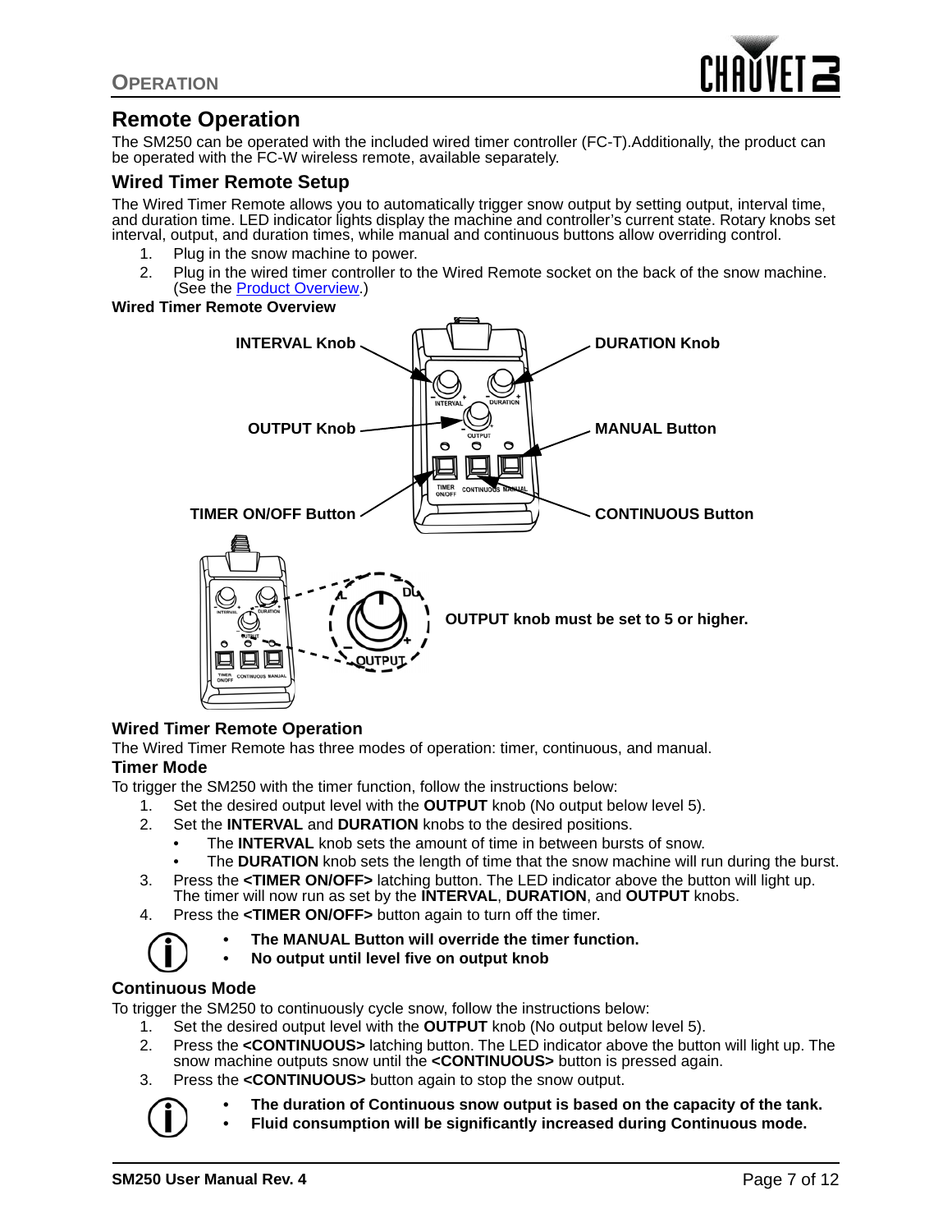## Remote Operation

The SM250 can be operated with the included wired timer controller (FC-T).Additionally, the product can be operated with the FC-W wireless remote, available separately.

### Wired Timer Remote Setup

The Wired Timer Remote allows you to automatically trigger snow output by setting output, interval time, and duration time. LED indicator lights display the machine and controller's current state. Rotary knobs set interval, output, and duration times, while manual and continuous buttons allow overriding control.

1. Plug in the snow machine to power.
2. Plug in the wired timer controller to the Wired Remote socket on the back of the snow machine. (See the Product Overview.)

**Wired Timer Remote Overview**

INTERVAL Knob
DURATION Knob
OUTPUT Knob
MANUAL Button
TIMER ON/OFF Button
CONTINUOUS Button

**OUTPUT knob must be set to 5 or higher.**

### Wired Timer Remote Operation

The Wired Timer Remote has three modes of operation: timer, continuous, and manual.

**Timer Mode**

To trigger the SM250 with the timer function, follow the instructions below:

1. Set the desired output level with the **OUTPUT** knob (No output below level 5).
2. Set the **INTERVAL** and **DURATION** knobs to the desired positions.
   - The **INTERVAL** knob sets the amount of time in between bursts of snow.
   - The **DURATION** knob sets the length of time that the snow machine will run during the burst.
3. Press the **<TIMER ON/OFF>** latching button. The LED indicator above the button will light up. The timer will now run as set by the **INTERVAL**, **DURATION**, and **OUTPUT** knobs.
4. Press the **<TIMER ON/OFF>** button again to turn off the timer.

- **The MANUAL Button will override the timer function.**
- **No output until level five on output knob**

**Continuous Mode**

To trigger the SM250 to continuously cycle snow, follow the instructions below:

1. Set the desired output level with the **OUTPUT** knob (No output below level 5).
2. Press the **<CONTINUOUS>** latching button. The LED indicator above the button will light up. The snow machine outputs snow until the **<CONTINUOUS>** button is pressed again.
3. Press the **<CONTINUOUS>** button again to stop the snow output.

- **The duration of Continuous snow output is based on the capacity of the tank.**
- **Fluid consumption will be significantly increased during Continuous mode.**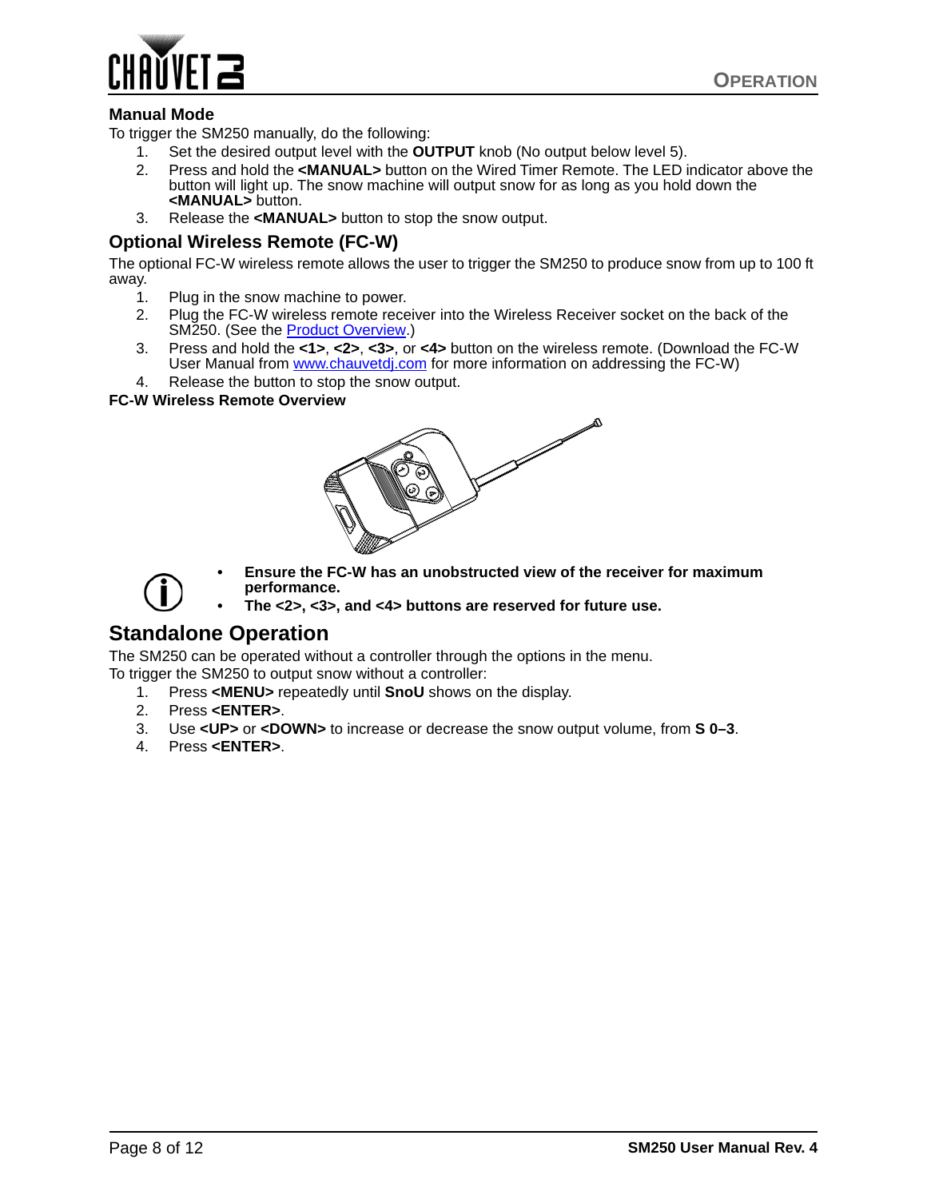### Manual Mode

To trigger the SM250 manually, do the following:

1. Set the desired output level with the **OUTPUT** knob (No output below level 5).
2. Press and hold the **<MANUAL>** button on the Wired Timer Remote. The LED indicator above the button will light up. The snow machine will output snow for as long as you hold down the **<MANUAL>** button.
3. Release the **<MANUAL>** button to stop the snow output.

### Optional Wireless Remote (FC-W)

The optional FC-W wireless remote allows the user to trigger the SM250 to produce snow from up to 100 ft away.

1. Plug in the snow machine to power.
2. Plug the FC-W wireless remote receiver into the Wireless Receiver socket on the back of the SM250. (See the Product Overview.)
3. Press and hold the **<1>**, **<2>**, **<3>**, or **<4>** button on the wireless remote. (Download the FC-W User Manual from www.chauvetdj.com for more information on addressing the FC-W)
4. Release the button to stop the snow output.

**FC-W Wireless Remote Overview**

- **Ensure the FC-W has an unobstructed view of the receiver for maximum performance.**
- **The <2>, <3>, and <4> buttons are reserved for future use.**

## Standalone Operation

The SM250 can be operated without a controller through the options in the menu.
To trigger the SM250 to output snow without a controller:

1. Press **<MENU>** repeatedly until **SnoU** shows on the display.
2. Press **<ENTER>**.
3. Use **<UP>** or **<DOWN>** to increase or decrease the snow output volume, from **S 0–3**.
4. Press **<ENTER>**.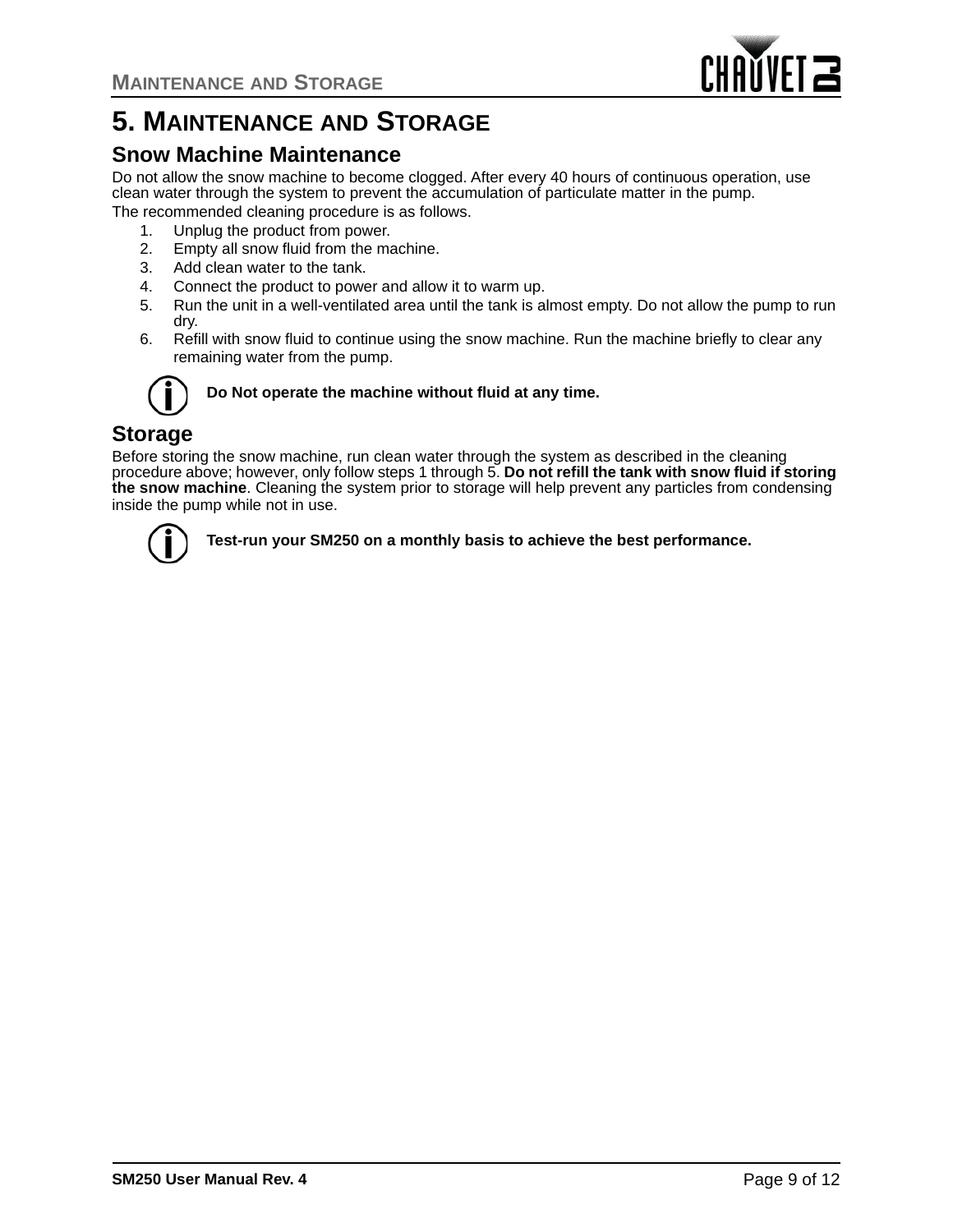# 5. Maintenance and Storage

## Snow Machine Maintenance

Do not allow the snow machine to become clogged. After every 40 hours of continuous operation, use clean water through the system to prevent the accumulation of particulate matter in the pump.

The recommended cleaning procedure is as follows.

1. Unplug the product from power.
2. Empty all snow fluid from the machine.
3. Add clean water to the tank.
4. Connect the product to power and allow it to warm up.
5. Run the unit in a well-ventilated area until the tank is almost empty. Do not allow the pump to run dry.
6. Refill with snow fluid to continue using the snow machine. Run the machine briefly to clear any remaining water from the pump.

**Do Not operate the machine without fluid at any time.**

## Storage

Before storing the snow machine, run clean water through the system as described in the cleaning procedure above; however, only follow steps 1 through 5. **Do not refill the tank with snow fluid if storing the snow machine**. Cleaning the system prior to storage will help prevent any particles from condensing inside the pump while not in use.

**Test-run your SM250 on a monthly basis to achieve the best performance.**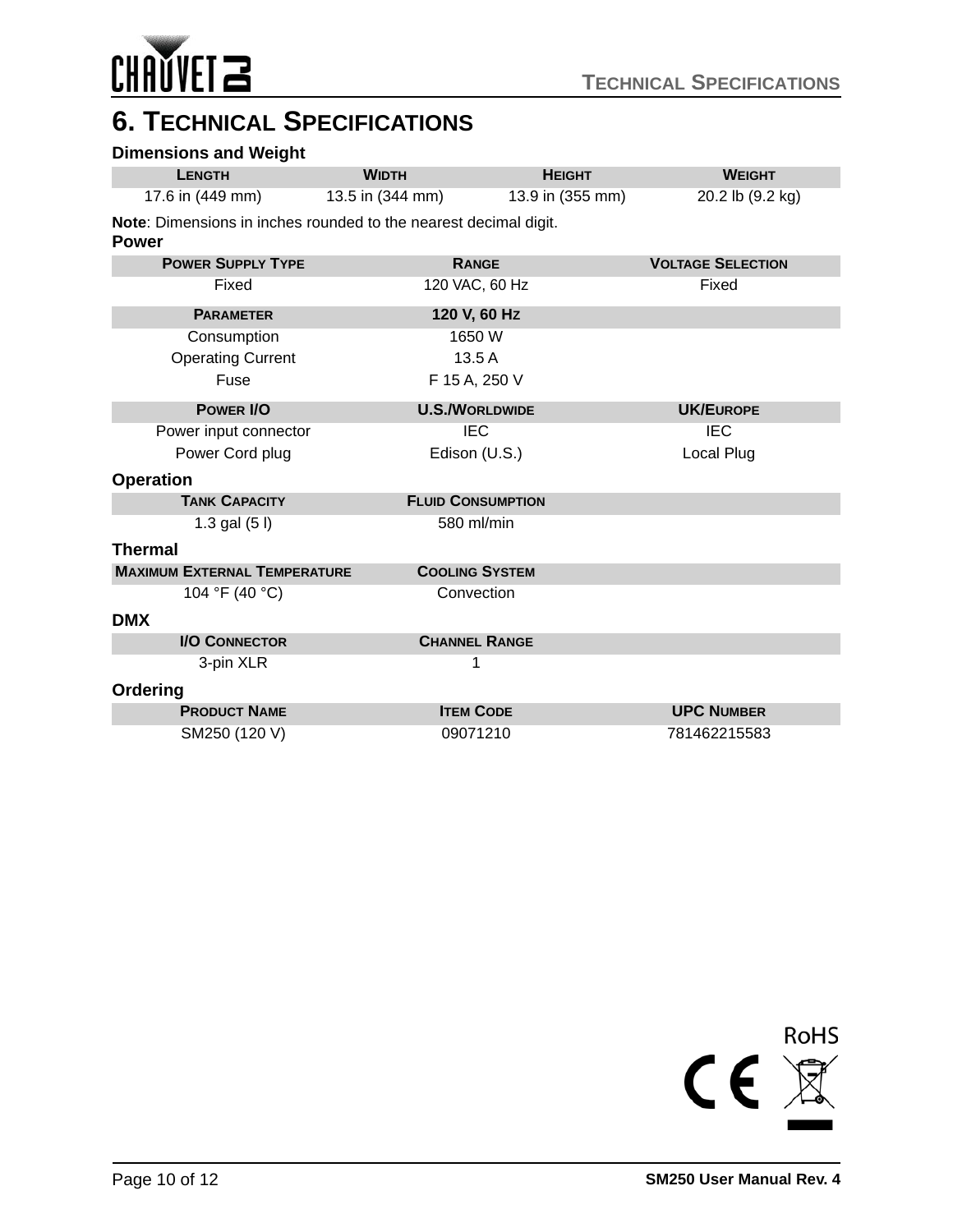# 6. Technical Specifications

**Dimensions and Weight**

| Length | Width | Height | Weight |
|---|---|---|---|
| 17.6 in (449 mm) | 13.5 in (344 mm) | 13.9 in (355 mm) | 20.2 lb (9.2 kg) |

**Note**: Dimensions in inches rounded to the nearest decimal digit.

**Power**

| Power Supply Type | Range | Voltage Selection |
|---|---|---|
| Fixed | 120 VAC, 60 Hz | Fixed |

| Parameter | 120 V, 60 Hz |
|---|---|
| Consumption | 1650 W |
| Operating Current | 13.5 A |
| Fuse | F 15 A, 250 V |

| Power I/O | U.S./Worldwide | UK/Europe |
|---|---|---|
| Power input connector | IEC | IEC |
| Power Cord plug | Edison (U.S.) | Local Plug |

**Operation**

| Tank Capacity | Fluid Consumption |
|---|---|
| 1.3 gal (5 l) | 580 ml/min |

**Thermal**

| Maximum External Temperature | Cooling System |
|---|---|
| 104 °F (40 °C) | Convection |

**DMX**

| I/O Connector | Channel Range |
|---|---|
| 3-pin XLR | 1 |

**Ordering**

| Product Name | Item Code | UPC Number |
|---|---|---|
| SM250 (120 V) | 09071210 | 781462215583 |

RoHS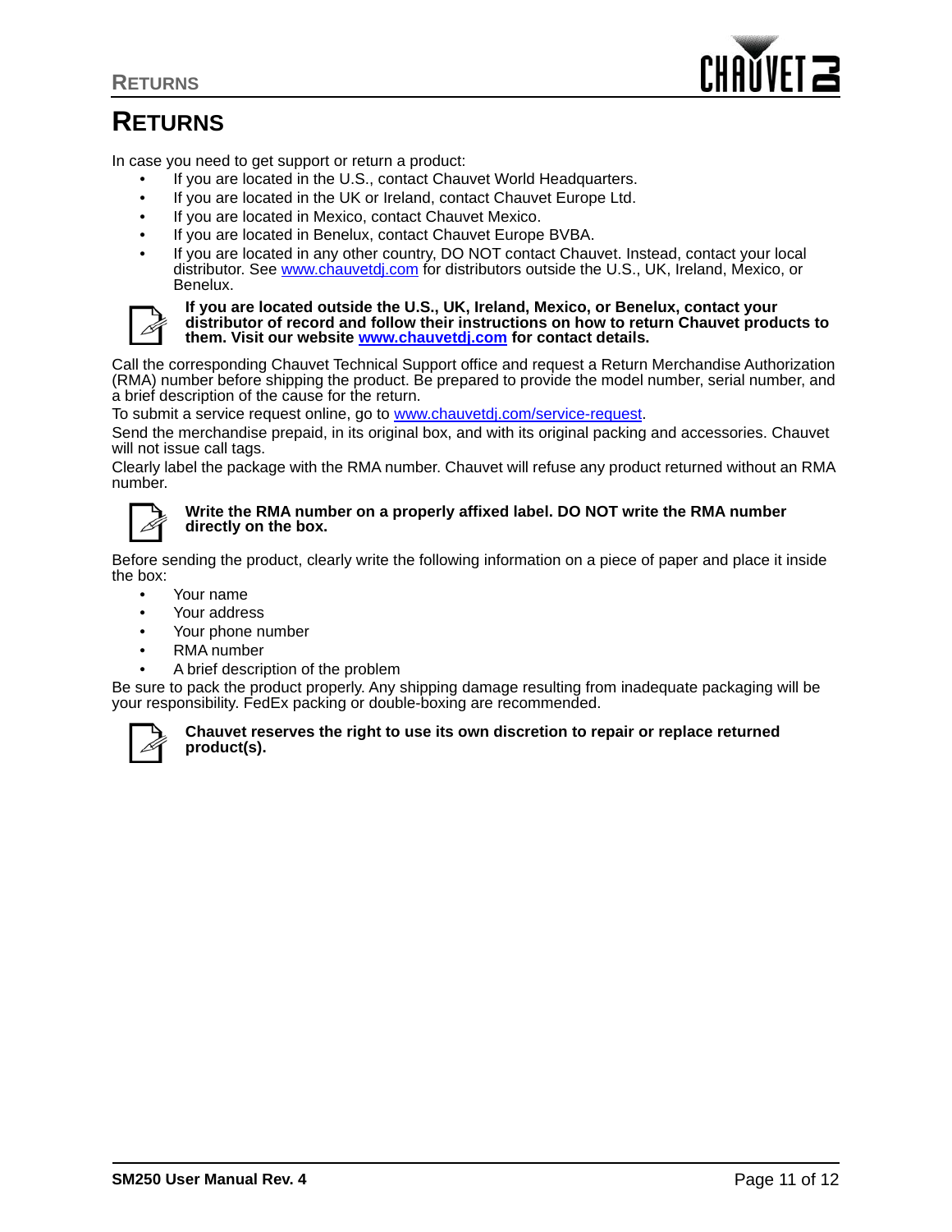# RETURNS

In case you need to get support or return a product:

- If you are located in the U.S., contact Chauvet World Headquarters.
- If you are located in the UK or Ireland, contact Chauvet Europe Ltd.
- If you are located in Mexico, contact Chauvet Mexico.
- If you are located in Benelux, contact Chauvet Europe BVBA.
- If you are located in any other country, DO NOT contact Chauvet. Instead, contact your local distributor. See www.chauvetdj.com for distributors outside the U.S., UK, Ireland, Mexico, or Benelux.

**If you are located outside the U.S., UK, Ireland, Mexico, or Benelux, contact your distributor of record and follow their instructions on how to return Chauvet products to them. Visit our website www.chauvetdj.com for contact details.**

Call the corresponding Chauvet Technical Support office and request a Return Merchandise Authorization (RMA) number before shipping the product. Be prepared to provide the model number, serial number, and a brief description of the cause for the return.

To submit a service request online, go to www.chauvetdj.com/service-request.

Send the merchandise prepaid, in its original box, and with its original packing and accessories. Chauvet will not issue call tags.

Clearly label the package with the RMA number. Chauvet will refuse any product returned without an RMA number.

**Write the RMA number on a properly affixed label. DO NOT write the RMA number directly on the box.**

Before sending the product, clearly write the following information on a piece of paper and place it inside the box:

- Your name
- Your address
- Your phone number
- RMA number
- A brief description of the problem

Be sure to pack the product properly. Any shipping damage resulting from inadequate packaging will be your responsibility. FedEx packing or double-boxing are recommended.

**Chauvet reserves the right to use its own discretion to repair or replace returned product(s).**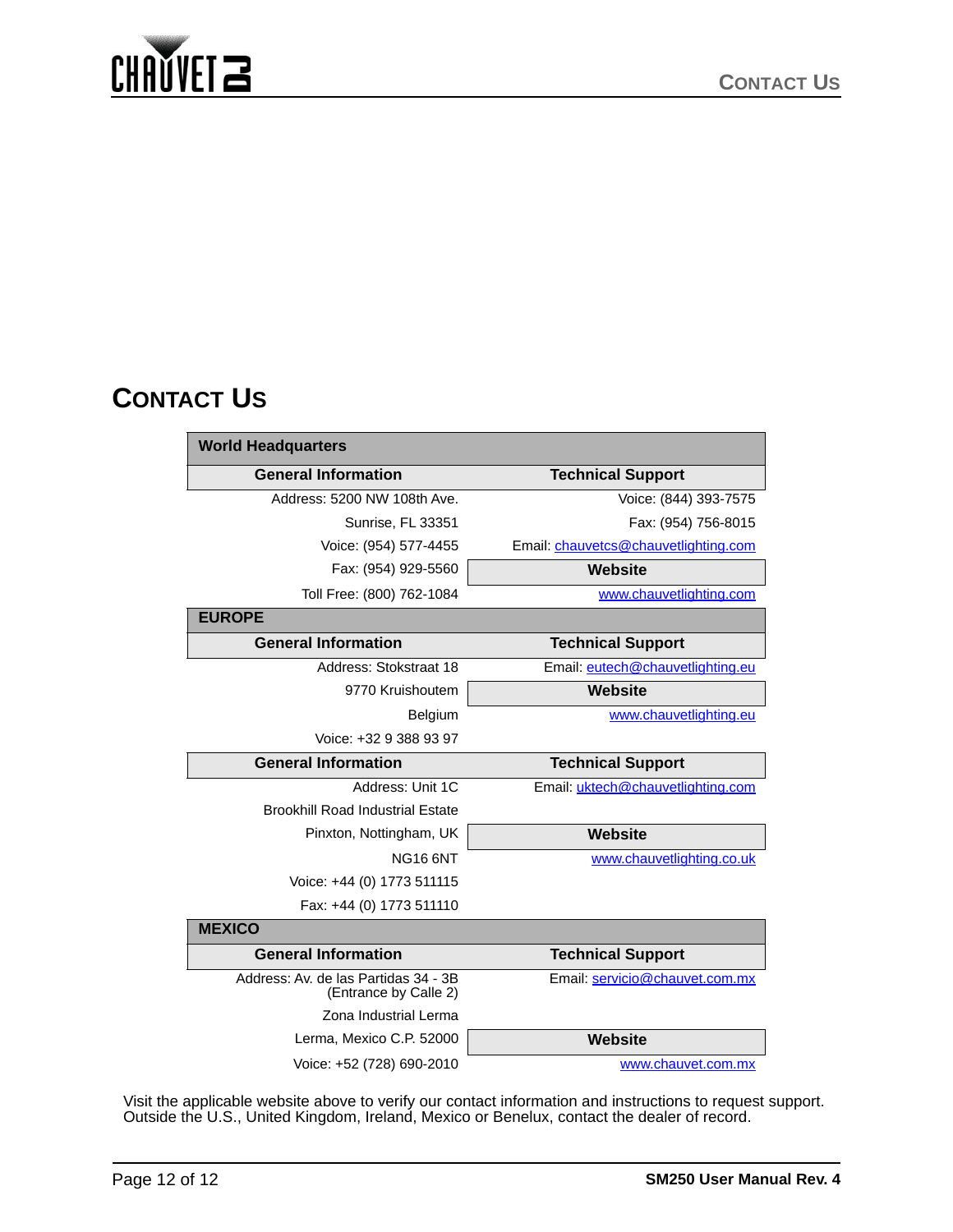# Contact Us

| World Headquarters | |
|---|---|
| **General Information** | **Technical Support** |
| Address: 5200 NW 108th Ave. | Voice: (844) 393-7575 |
| Sunrise, FL 33351 | Fax: (954) 756-8015 |
| Voice: (954) 577-4455 | Email: chauvetcs@chauvetlighting.com |
| Fax: (954) 929-5560 | **Website** |
| Toll Free: (800) 762-1084 | www.chauvetlighting.com |
| **EUROPE** | |
| **General Information** | **Technical Support** |
| Address: Stokstraat 18 | Email: eutech@chauvetlighting.eu |
| 9770 Kruishoutem | **Website** |
| Belgium | www.chauvetlighting.eu |
| Voice: +32 9 388 93 97 | |
| **General Information** | **Technical Support** |
| Address: Unit 1C | Email: uktech@chauvetlighting.com |
| Brookhill Road Industrial Estate | |
| Pinxton, Nottingham, UK | **Website** |
| NG16 6NT | www.chauvetlighting.co.uk |
| Voice: +44 (0) 1773 511115 | |
| Fax: +44 (0) 1773 511110 | |
| **MEXICO** | |
| **General Information** | **Technical Support** |
| Address: Av. de las Partidas 34 - 3B (Entrance by Calle 2) | Email: servicio@chauvet.com.mx |
| Zona Industrial Lerma | |
| Lerma, Mexico C.P. 52000 | **Website** |
| Voice: +52 (728) 690-2010 | www.chauvet.com.mx |

Visit the applicable website above to verify our contact information and instructions to request support. Outside the U.S., United Kingdom, Ireland, Mexico or Benelux, contact the dealer of record.